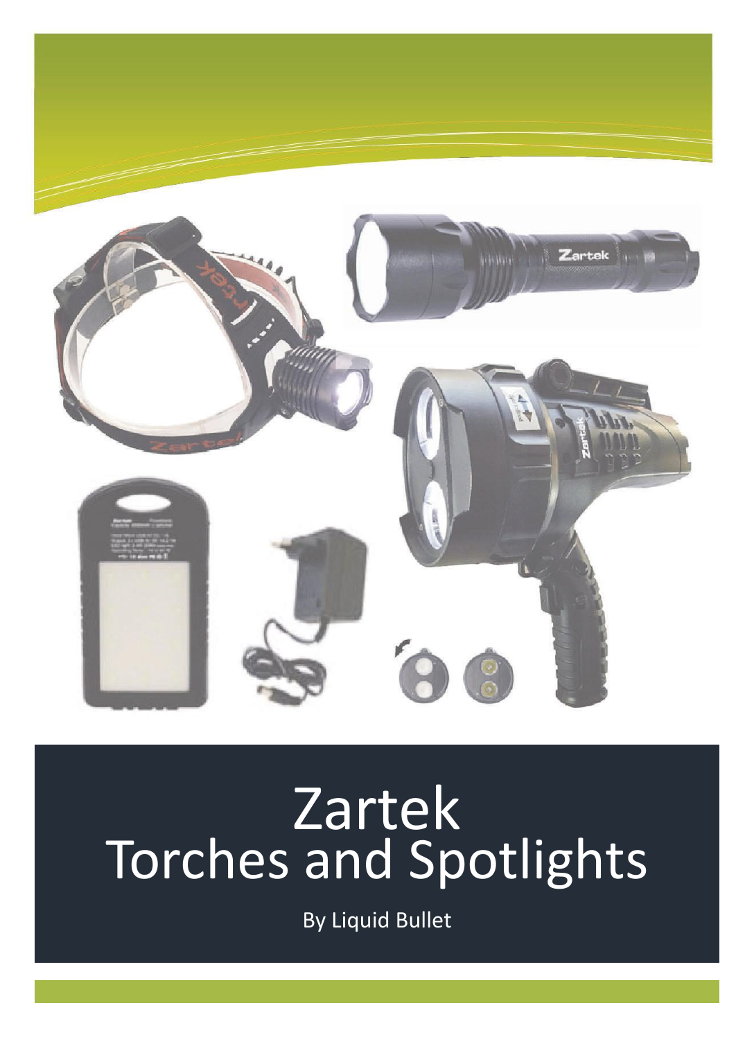# Zartek
# Torches and Spotlights

By Liquid Bullet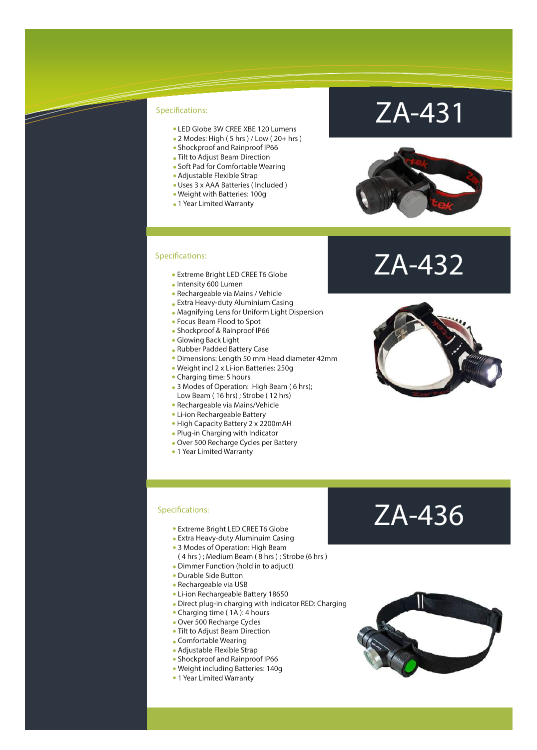## ZA-431

Specifications:

- LED Globe 3W CREE XBE 120 Lumens
- 2 Modes: High ( 5 hrs ) / Low ( 20+ hrs )
- Shockproof and Rainproof IP66
- Tilt to Adjust Beam Direction
- Soft Pad for Comfortable Wearing
- Adjustable Flexible Strap
- Uses 3 x AAA Batteries ( Included )
- Weight with Batteries: 100g
- 1 Year Limited Warranty

## ZA-432

Specifications:

- Extreme Bright LED CREE T6 Globe
- Intensity 600 Lumen
- Rechargeable via Mains / Vehicle
- Extra Heavy-duty Aluminium Casing
- Magnifying Lens for Uniform Light Dispersion
- Focus Beam Flood to Spot
- Shockproof & Rainproof IP66
- Glowing Back Light
- Rubber Padded Battery Case
- Dimensions: Length 50 mm Head diameter 42mm
- Weight incl 2 x Li-ion Batteries: 250g
- Charging time: 5 hours
- 3 Modes of Operation: High Beam ( 6 hrs); Low Beam ( 16 hrs) ; Strobe ( 12 hrs)
- Rechargeable via Mains/Vehicle
- Li-ion Rechargeable Battery
- High Capacity Battery 2 x 2200mAH
- Plug-in Charging with Indicator
- Over 500 Recharge Cycles per Battery
- 1 Year Limited Warranty

## ZA-436

Specifications:

- Extreme Bright LED CREE T6 Globe
- Extra Heavy-duty Aluminuim Casing
- 3 Modes of Operation: High Beam ( 4 hrs ) ; Medium Beam ( 8 hrs ) ; Strobe (6 hrs )
- Dimmer Function (hold in to adjct)
- Durable Side Button
- Rechargeable via USB
- Li-ion Rechargeable Battery 18650
- Direct plug-in charging with indicator RED: Charging
- Charging time ( 1A ): 4 hours
- Over 500 Recharge Cycles
- Tilt to Adjust Beam Direction
- Comfortable Wearing
- Adjustable Flexible Strap
- Shockproof and Rainproof IP66
- Weight including Batteries: 140g
- 1 Year Limited Warranty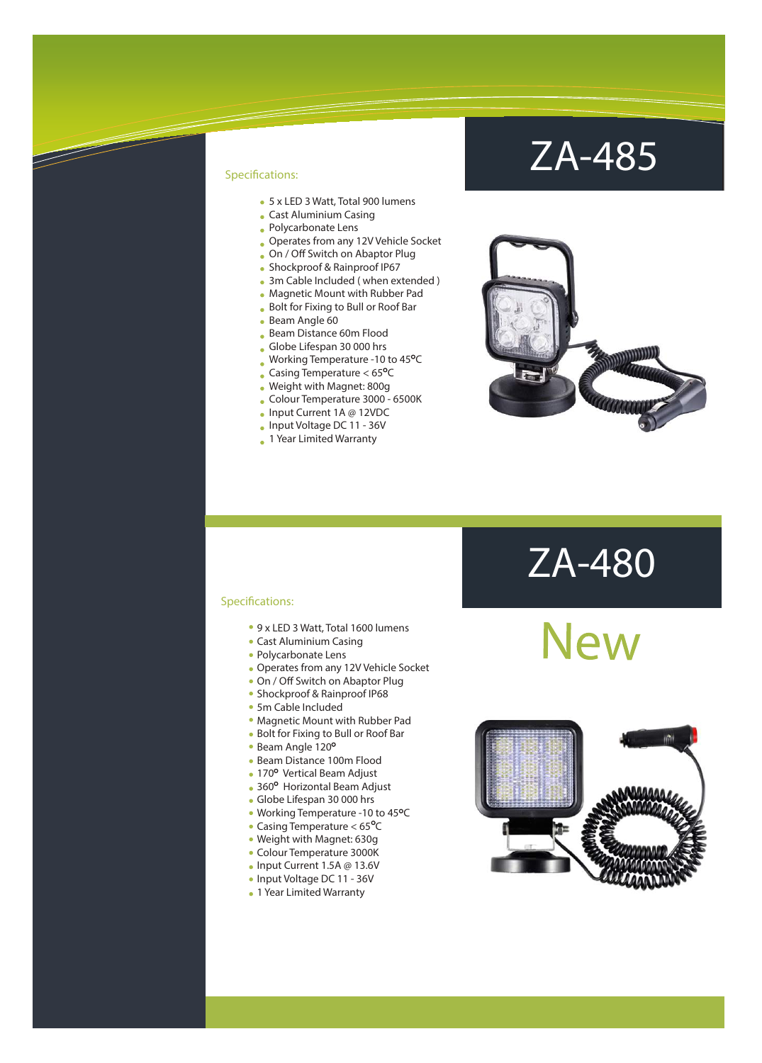# ZA-485

Specifications:

- 5 x LED 3 Watt, Total 900 lumens
- Cast Aluminium Casing
- Polycarbonate Lens
- Operates from any 12V Vehicle Socket
- On / Off Switch on Abaptor Plug
- Shockproof & Rainproof IP67
- 3m Cable Included ( when extended )
- Magnetic Mount with Rubber Pad
- Bolt for Fixing to Bull or Roof Bar
- Beam Angle 60
- Beam Distance 60m Flood
- Globe Lifespan 30 000 hrs
- Working Temperature -10 to 45°C
- Casing Temperature < 65°C
- Weight with Magnet: 800g
- Colour Temperature 3000 - 6500K
- Input Current 1A @ 12VDC
- Input Voltage DC 11 - 36V
- 1 Year Limited Warranty

# ZA-480

New

Specifications:

- 9 x LED 3 Watt, Total 1600 lumens
- Cast Aluminium Casing
- Polycarbonate Lens
- Operates from any 12V Vehicle Socket
- On / Off Switch on Abaptor Plug
- Shockproof & Rainproof IP68
- 5m Cable Included
- Magnetic Mount with Rubber Pad
- Bolt for Fixing to Bull or Roof Bar
- Beam Angle 120°
- Beam Distance 100m Flood
- 170° Vertical Beam Adjust
- 360° Horizontal Beam Adjust
- Globe Lifespan 30 000 hrs
- Working Temperature -10 to 45°C
- Casing Temperature < 65°C
- Weight with Magnet: 630g
- Colour Temperature 3000K
- Input Current 1.5A @ 13.6V
- Input Voltage DC 11 - 36V
- 1 Year Limited Warranty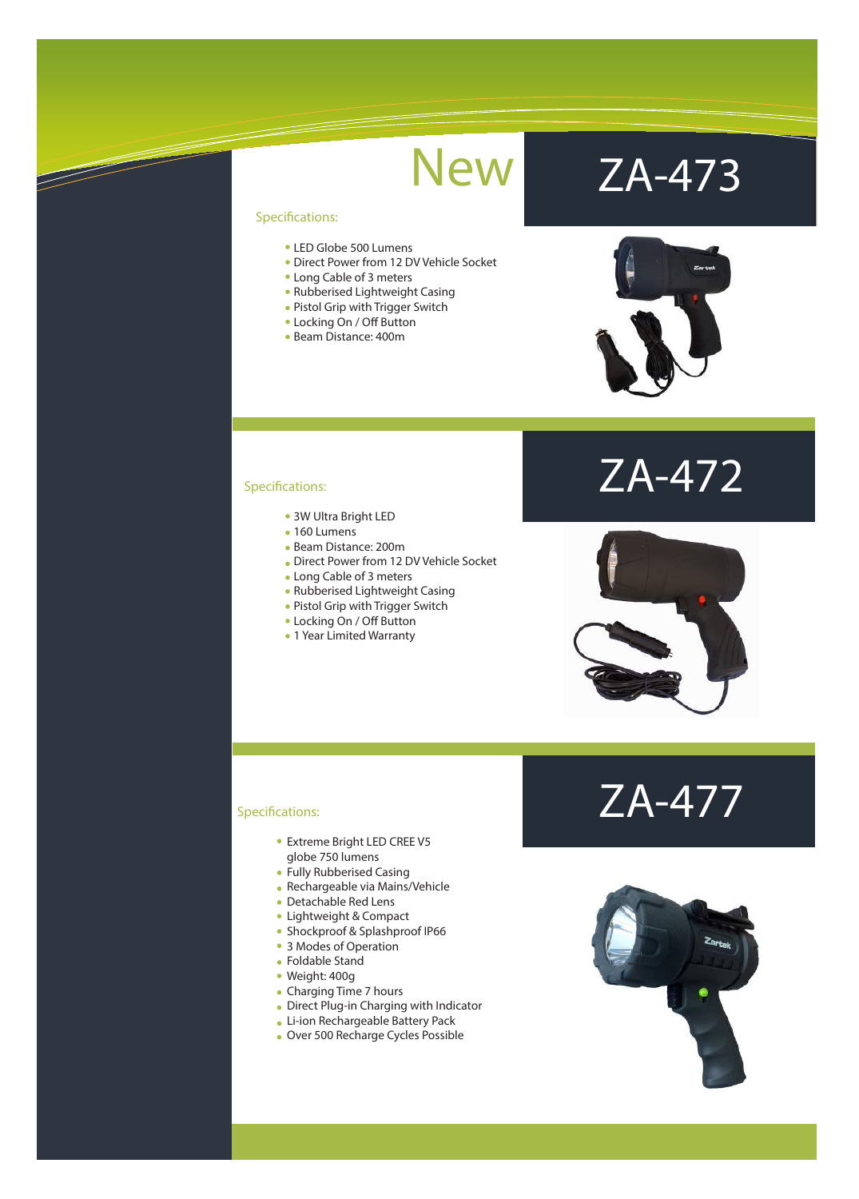New

# ZA-473

Specifications:

- LED Globe 500 Lumens
- Direct Power from 12 DV Vehicle Socket
- Long Cable of 3 meters
- Rubberised Lightweight Casing
- Pistol Grip with Trigger Switch
- Locking On / Off Button
- Beam Distance: 400m

# ZA-472

Specifications:

- 3W Ultra Bright LED
- 160 Lumens
- Beam Distance: 200m
- Direct Power from 12 DV Vehicle Socket
- Long Cable of 3 meters
- Rubberised Lightweight Casing
- Pistol Grip with Trigger Switch
- Locking On / Off Button
- 1 Year Limited Warranty

# ZA-477

Specifications:

- Extreme Bright LED CREE V5 globe 750 lumens
- Fully Rubberised Casing
- Rechargeable via Mains/Vehicle
- Detachable Red Lens
- Lightweight & Compact
- Shockproof & Splashproof IP66
- 3 Modes of Operation
- Foldable Stand
- Weight: 400g
- Charging Time 7 hours
- Direct Plug-in Charging with Indicator
- Li-ion Rechargeable Battery Pack
- Over 500 Recharge Cycles Possible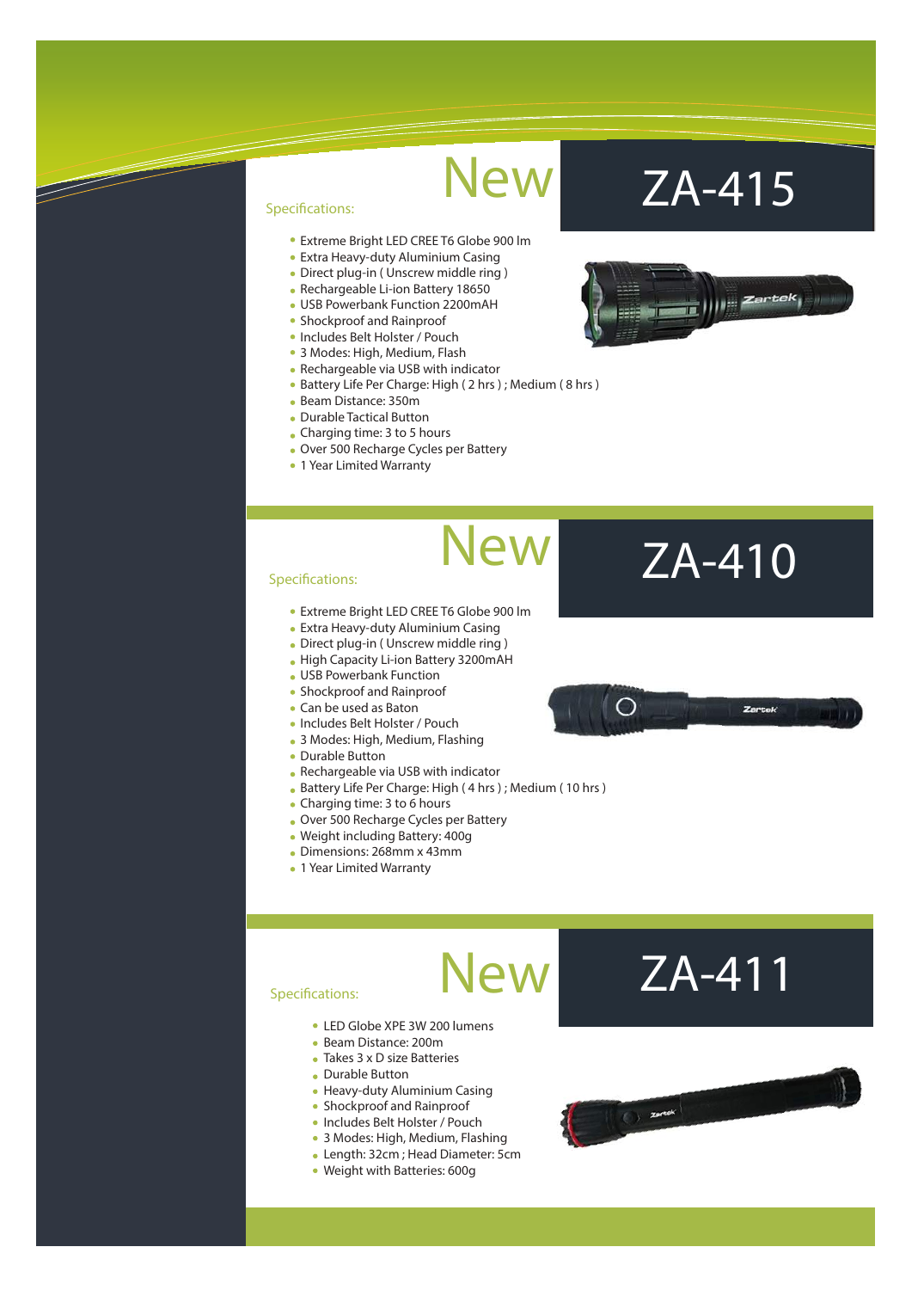# ZA-415

New

Specifications:

- Extreme Bright LED CREE T6 Globe 900 lm
- Extra Heavy-duty Aluminium Casing
- Direct plug-in ( Unscrew middle ring )
- Rechargeable Li-ion Battery 18650
- USB Powerbank Function 2200mAH
- Shockproof and Rainproof
- Includes Belt Holster / Pouch
- 3 Modes: High, Medium, Flash
- Rechargeable via USB with indicator
- Battery Life Per Charge: High ( 2 hrs ) ; Medium ( 8 hrs )
- Beam Distance: 350m
- Durable Tactical Button
- Charging time: 3 to 5 hours
- Over 500 Recharge Cycles per Battery
- 1 Year Limited Warranty

# ZA-410

New

Specifications:

- Extreme Bright LED CREE T6 Globe 900 lm
- Extra Heavy-duty Aluminium Casing
- Direct plug-in ( Unscrew middle ring )
- High Capacity Li-ion Battery 3200mAH
- USB Powerbank Function
- Shockproof and Rainproof
- Can be used as Baton
- Includes Belt Holster / Pouch
- 3 Modes: High, Medium, Flashing
- Durable Button
- Rechargeable via USB with indicator
- Battery Life Per Charge: High ( 4 hrs ) ; Medium ( 10 hrs )
- Charging time: 3 to 6 hours
- Over 500 Recharge Cycles per Battery
- Weight including Battery: 400g
- Dimensions: 268mm x 43mm
- 1 Year Limited Warranty

# ZA-411

New

Specifications:

- LED Globe XPE 3W 200 lumens
- Beam Distance: 200m
- Takes 3 x D size Batteries
- Durable Button
- Heavy-duty Aluminium Casing
- Shockproof and Rainproof
- Includes Belt Holster / Pouch
- 3 Modes: High, Medium, Flashing
- Length: 32cm ; Head Diameter: 5cm
- Weight with Batteries: 600g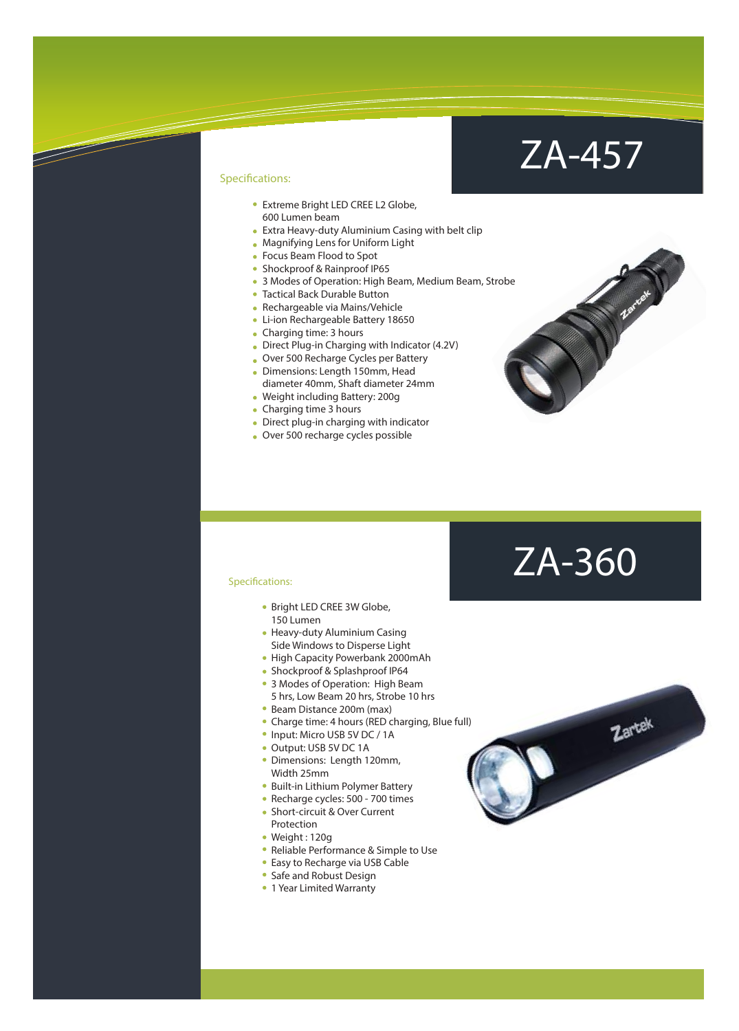# ZA-457

### Specifications:

- Extreme Bright LED CREE L2 Globe, 600 Lumen beam
- Extra Heavy-duty Aluminium Casing with belt clip
- Magnifying Lens for Uniform Light
- Focus Beam Flood to Spot
- Shockproof & Rainproof IP65
- 3 Modes of Operation: High Beam, Medium Beam, Strobe
- Tactical Back Durable Button
- Rechargeable via Mains/Vehicle
- Li-ion Rechargeable Battery 18650
- Charging time: 3 hours
- Direct Plug-in Charging with Indicator (4.2V)
- Over 500 Recharge Cycles per Battery
- Dimensions: Length 150mm, Head diameter 40mm, Shaft diameter 24mm
- Weight including Battery: 200g
- Charging time 3 hours
- Direct plug-in charging with indicator
- Over 500 recharge cycles possible

# ZA-360

### Specifications:

- Bright LED CREE 3W Globe, 150 Lumen
- Heavy-duty Aluminium Casing Side Windows to Disperse Light
- High Capacity Powerbank 2000mAh
- Shockproof & Splashproof IP64
- 3 Modes of Operation: High Beam 5 hrs, Low Beam 20 hrs, Strobe 10 hrs
- Beam Distance 200m (max)
- Charge time: 4 hours (RED charging, Blue full)
- Input: Micro USB 5V DC / 1A
- Output: USB 5V DC 1A
- Dimensions: Length 120mm, Width 25mm
- Built-in Lithium Polymer Battery
- Recharge cycles: 500 - 700 times
- Short-circuit & Over Current Protection
- Weight : 120g
- Reliable Performance & Simple to Use
- Easy to Recharge via USB Cable
- Safe and Robust Design
- 1 Year Limited Warranty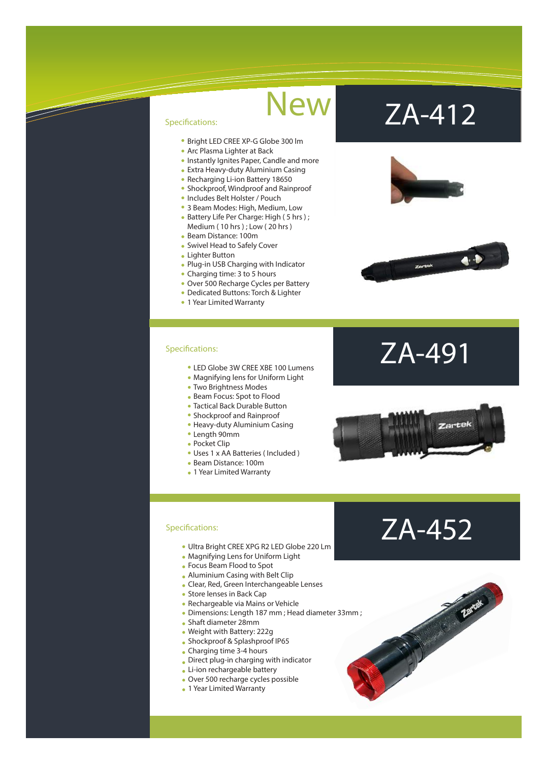## ZA-412

New

Specifications:

- Bright LED CREE XP-G Globe 300 lm
- Arc Plasma Lighter at Back
- Instantly Ignites Paper, Candle and more
- Extra Heavy-duty Aluminium Casing
- Recharging Li-ion Battery 18650
- Shockproof, Windproof and Rainproof
- Includes Belt Holster / Pouch
- 3 Beam Modes: High, Medium, Low
- Battery Life Per Charge: High ( 5 hrs ) ; Medium ( 10 hrs ) ; Low ( 20 hrs )
- Beam Distance: 100m
- Swivel Head to Safely Cover
- Lighter Button
- Plug-in USB Charging with Indicator
- Charging time: 3 to 5 hours
- Over 500 Recharge Cycles per Battery
- Dedicated Buttons: Torch & Lighter
- 1 Year Limited Warranty

## ZA-491

Specifications:

- LED Globe 3W CREE XBE 100 Lumens
- Magnifying lens for Uniform Light
- Two Brightness Modes
- Beam Focus: Spot to Flood
- Tactical Back Durable Button
- Shockproof and Rainproof
- Heavy-duty Aluminium Casing
- Length 90mm
- Pocket Clip
- Uses 1 x AA Batteries ( Included )
- Beam Distance: 100m
- 1 Year Limited Warranty

## ZA-452

Specifications:

- Ultra Bright CREE XPG R2 LED Globe 220 Lm
- Magnifying Lens for Uniform Light
- Focus Beam Flood to Spot
- Aluminium Casing with Belt Clip
- Clear, Red, Green Interchangeable Lenses
- Store lenses in Back Cap
- Rechargeable via Mains or Vehicle
- Dimensions: Length 187 mm ; Head diameter 33mm ;
- Shaft diameter 28mm
- Weight with Battery: 222g
- Shockproof & Splashproof IP65
- Charging time 3-4 hours
- Direct plug-in charging with indicator
- Li-ion rechargeable battery
- Over 500 recharge cycles possible
- 1 Year Limited Warranty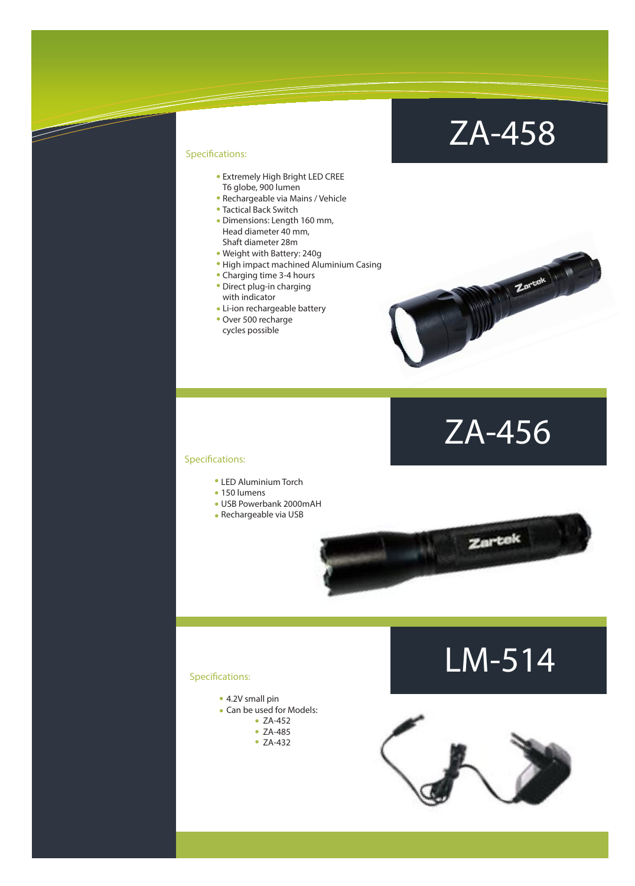## ZA-458

Specifications:

- Extremely High Bright LED CREE T6 globe, 900 lumen
- Rechargeable via Mains / Vehicle
- Tactical Back Switch
- Dimensions: Length 160 mm, Head diameter 40 mm, Shaft diameter 28m
- Weight with Battery: 240g
- High impact machined Aluminium Casing
- Charging time 3-4 hours
- Direct plug-in charging with indicator
- Li-ion rechargeable battery
- Over 500 recharge cycles possible

## ZA-456

Specifications:

- LED Aluminium Torch
- 150 lumens
- USB Powerbank 2000mAH
- Rechargeable via USB

## LM-514

Specifications:

- 4.2V small pin
- Can be used for Models:
  - ZA-452
  - ZA-485
  - ZA-432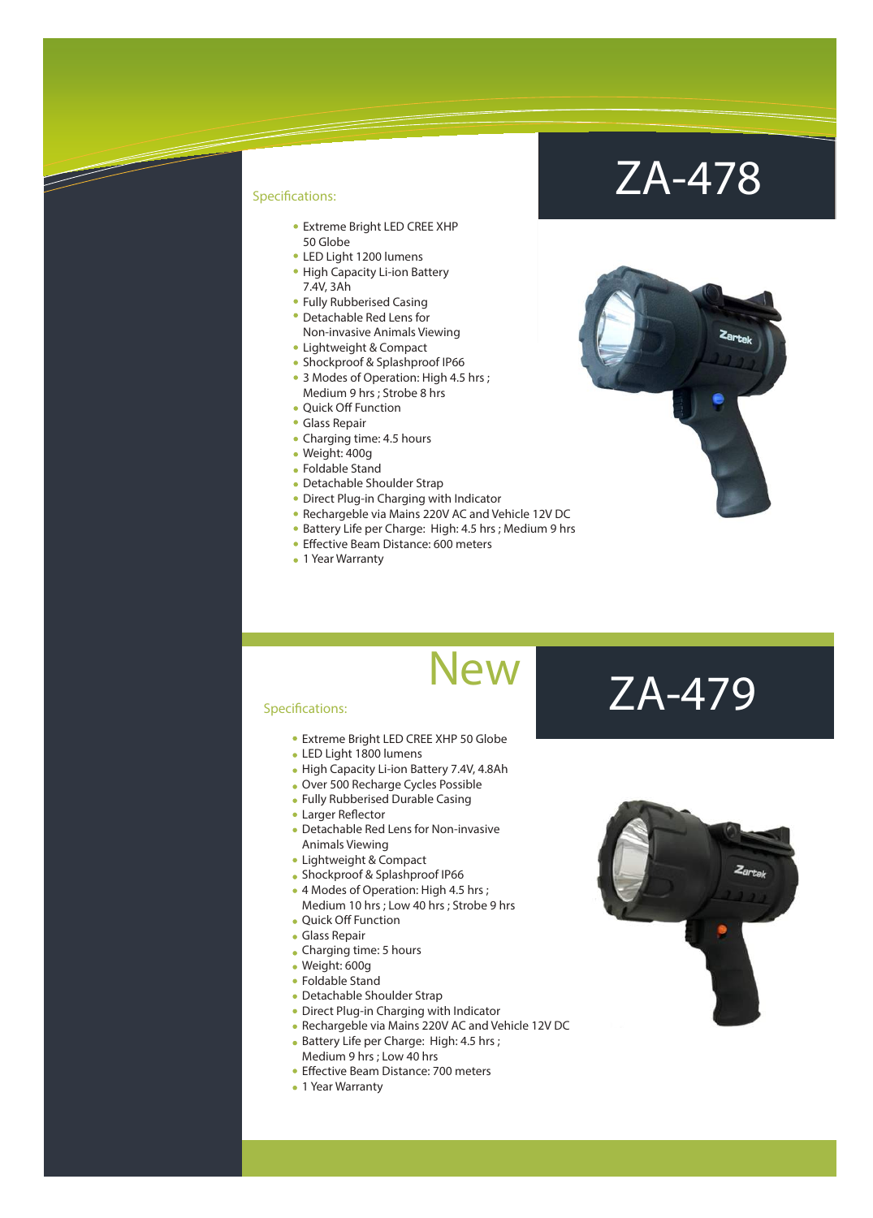# ZA-478

## Specifications:

- Extreme Bright LED CREE XHP 50 Globe
- LED Light 1200 lumens
- High Capacity Li-ion Battery 7.4V, 3Ah
- Fully Rubberised Casing
- Detachable Red Lens for Non-invasive Animals Viewing
- Lightweight & Compact
- Shockproof & Splashproof IP66
- 3 Modes of Operation: High 4.5 hrs ; Medium 9 hrs ; Strobe 8 hrs
- Quick Off Function
- Glass Repair
- Charging time: 4.5 hours
- Weight: 400g
- Foldable Stand
- Detachable Shoulder Strap
- Direct Plug-in Charging with Indicator
- Rechargeble via Mains 220V AC and Vehicle 12V DC
- Battery Life per Charge: High: 4.5 hrs ; Medium 9 hrs
- Effective Beam Distance: 600 meters
- 1 Year Warranty

# New ZA-479

## Specifications:

- Extreme Bright LED CREE XHP 50 Globe
- LED Light 1800 lumens
- High Capacity Li-ion Battery 7.4V, 4.8Ah
- Over 500 Recharge Cycles Possible
- Fully Rubberised Durable Casing
- Larger Reflector
- Detachable Red Lens for Non-invasive Animals Viewing
- Lightweight & Compact
- Shockproof & Splashproof IP66
- 4 Modes of Operation: High 4.5 hrs ; Medium 10 hrs ; Low 40 hrs ; Strobe 9 hrs
- Quick Off Function
- Glass Repair
- Charging time: 5 hours
- Weight: 600g
- Foldable Stand
- Detachable Shoulder Strap
- Direct Plug-in Charging with Indicator
- Rechargeble via Mains 220V AC and Vehicle 12V DC
- Battery Life per Charge: High: 4.5 hrs ; Medium 9 hrs ; Low 40 hrs
- Effective Beam Distance: 700 meters
- 1 Year Warranty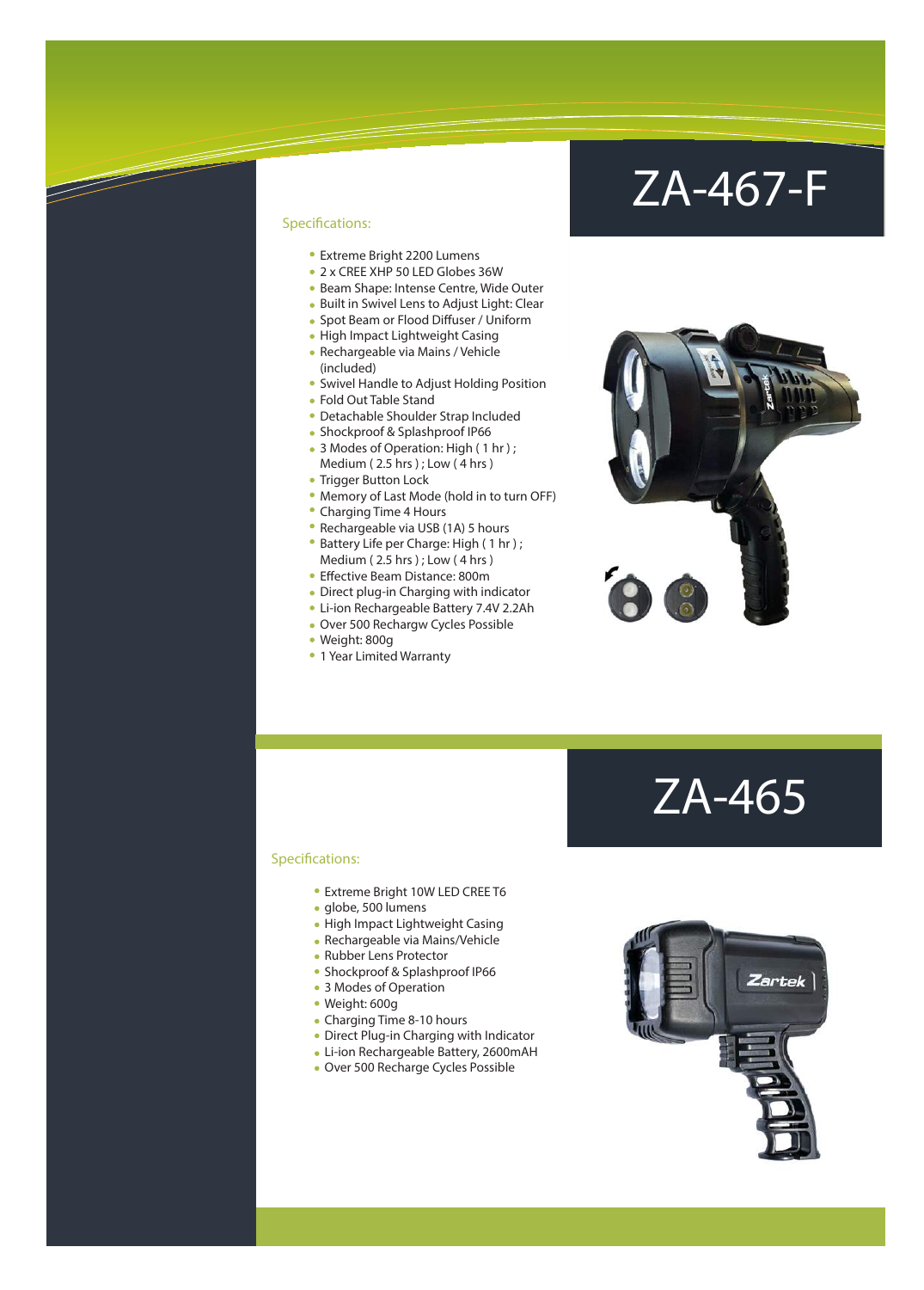# ZA-467-F

Specifications:

- Extreme Bright 2200 Lumens
- 2 x CREE XHP 50 LED Globes 36W
- Beam Shape: Intense Centre, Wide Outer
- Built in Swivel Lens to Adjust Light: Clear
- Spot Beam or Flood Diffuser / Uniform
- High Impact Lightweight Casing
- Rechargeable via Mains / Vehicle (included)
- Swivel Handle to Adjust Holding Position
- Fold Out Table Stand
- Detachable Shoulder Strap Included
- Shockproof & Splashproof IP66
- 3 Modes of Operation: High ( 1 hr ) ; Medium ( 2.5 hrs ) ; Low ( 4 hrs )
- Trigger Button Lock
- Memory of Last Mode (hold in to turn OFF)
- Charging Time 4 Hours
- Rechargeable via USB (1A) 5 hours
- Battery Life per Charge: High ( 1 hr ) ; Medium ( 2.5 hrs ) ; Low ( 4 hrs )
- Effective Beam Distance: 800m
- Direct plug-in Charging with indicator
- Li-ion Rechargeable Battery 7.4V 2.2Ah
- Over 500 Rechargw Cycles Possible
- Weight: 800g
- 1 Year Limited Warranty

# ZA-465

Specifications:

- Extreme Bright 10W LED CREE T6
- globe, 500 lumens
- High Impact Lightweight Casing
- Rechargeable via Mains/Vehicle
- Rubber Lens Protector
- Shockproof & Splashproof IP66
- 3 Modes of Operation
- Weight: 600g
- Charging Time 8-10 hours
- Direct Plug-in Charging with Indicator
- Li-ion Rechargeable Battery, 2600mAH
- Over 500 Recharge Cycles Possible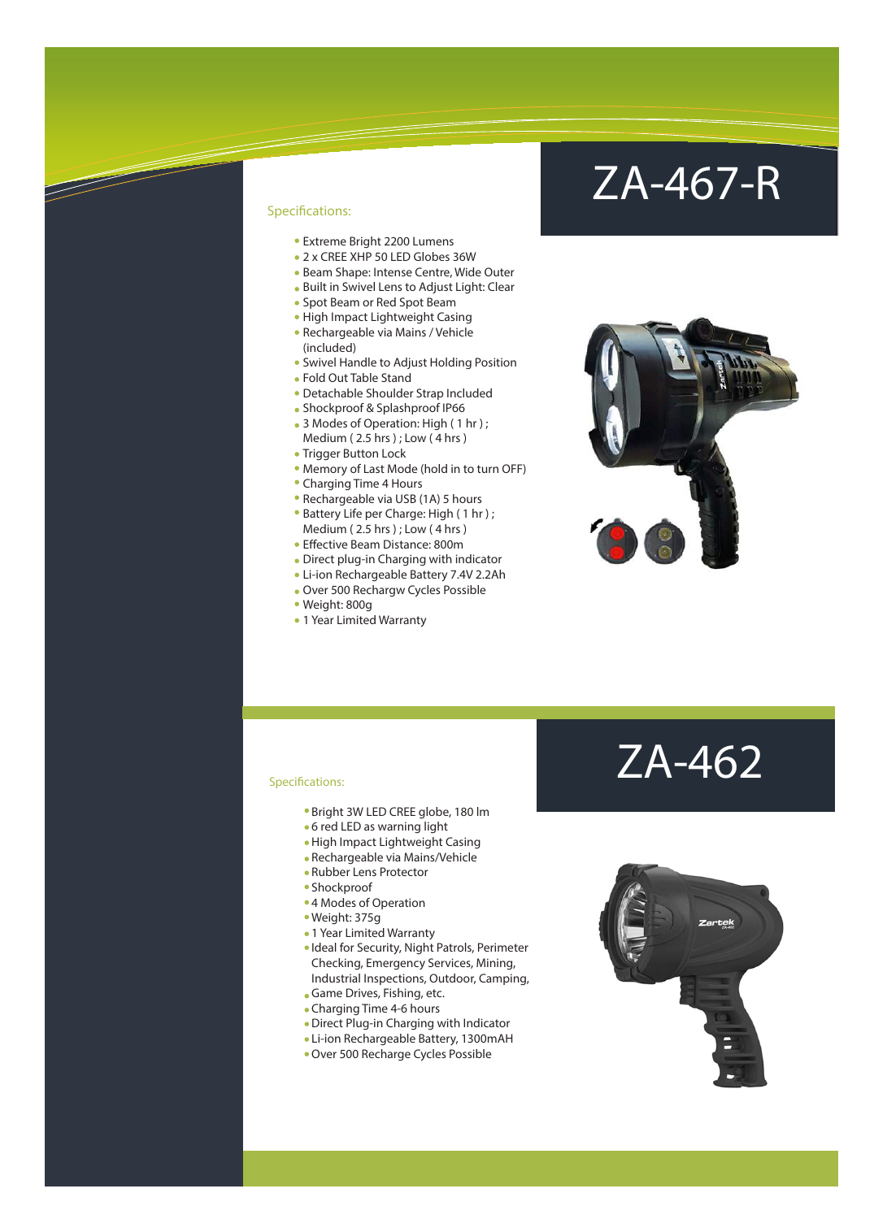# ZA-467-R

## Specifications:

- Extreme Bright 2200 Lumens
- 2 x CREE XHP 50 LED Globes 36W
- Beam Shape: Intense Centre, Wide Outer
- Built in Swivel Lens to Adjust Light: Clear
- Spot Beam or Red Spot Beam
- High Impact Lightweight Casing
- Rechargeable via Mains / Vehicle (included)
- Swivel Handle to Adjust Holding Position
- Fold Out Table Stand
- Detachable Shoulder Strap Included
- Shockproof & Splashproof IP66
- 3 Modes of Operation: High ( 1 hr ) ; Medium ( 2.5 hrs ) ; Low ( 4 hrs )
- Trigger Button Lock
- Memory of Last Mode (hold in to turn OFF)
- Charging Time 4 Hours
- Rechargeable via USB (1A) 5 hours
- Battery Life per Charge: High ( 1 hr ) ; Medium ( 2.5 hrs ) ; Low ( 4 hrs )
- Effective Beam Distance: 800m
- Direct plug-in Charging with indicator
- Li-ion Rechargeable Battery 7.4V 2.2Ah
- Over 500 Rechargw Cycles Possible
- Weight: 800g
- 1 Year Limited Warranty

# ZA-462

## Specifications:

- Bright 3W LED CREE globe, 180 lm
- 6 red LED as warning light
- High Impact Lightweight Casing
- Rechargeable via Mains/Vehicle
- Rubber Lens Protector
- Shockproof
- 4 Modes of Operation
- Weight: 375g
- 1 Year Limited Warranty
- Ideal for Security, Night Patrols, Perimeter Checking, Emergency Services, Mining, Industrial Inspections, Outdoor, Camping,
- Game Drives, Fishing, etc.
- Charging Time 4-6 hours
- Direct Plug-in Charging with Indicator
- Li-ion Rechargeable Battery, 1300mAH
- Over 500 Recharge Cycles Possible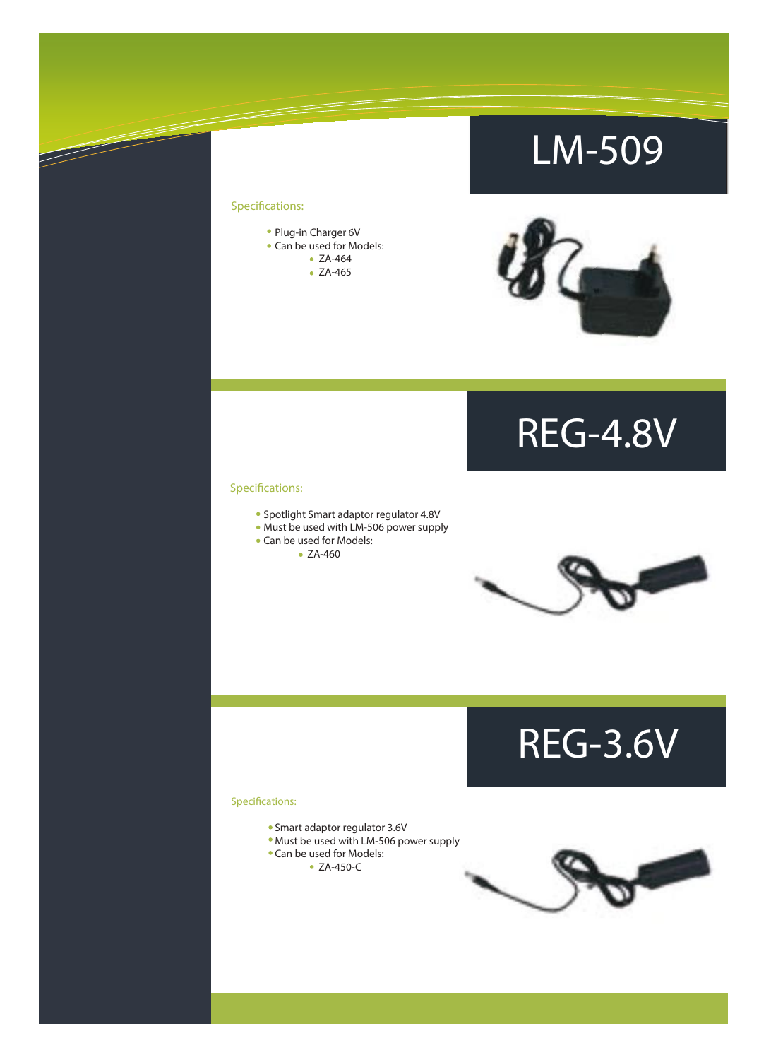# LM-509

Specifications:

- Plug-in Charger 6V
- Can be used for Models:
  - ZA-464
  - ZA-465

# REG-4.8V

Specifications:

- Spotlight Smart adaptor regulator 4.8V
- Must be used with LM-506 power supply
- Can be used for Models:
  - ZA-460

# REG-3.6V

Specifications:

- Smart adaptor regulator 3.6V
- Must be used with LM-506 power supply
- Can be used for Models:
  - ZA-450-C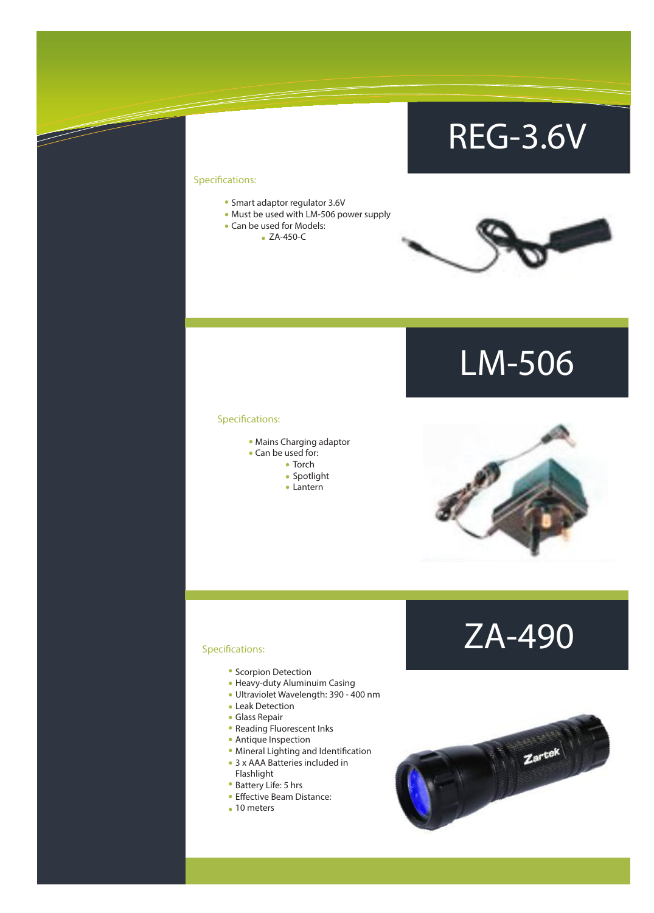# REG-3.6V

Specifications:

- Smart adaptor regulator 3.6V
- Must be used with LM-506 power supply
- Can be used for Models:
  - ZA-450-C

# LM-506

Specifications:

- Mains Charging adaptor
- Can be used for:
  - Torch
  - Spotlight
  - Lantern

# ZA-490

Specifications:

- Scorpion Detection
- Heavy-duty Aluminuim Casing
- Ultraviolet Wavelength: 390 - 400 nm
- Leak Detection
- Glass Repair
- Reading Fluorescent Inks
- Antique Inspection
- Mineral Lighting and Identification
- 3 x AAA Batteries included in Flashlight
- Battery Life: 5 hrs
- Effective Beam Distance:
- 10 meters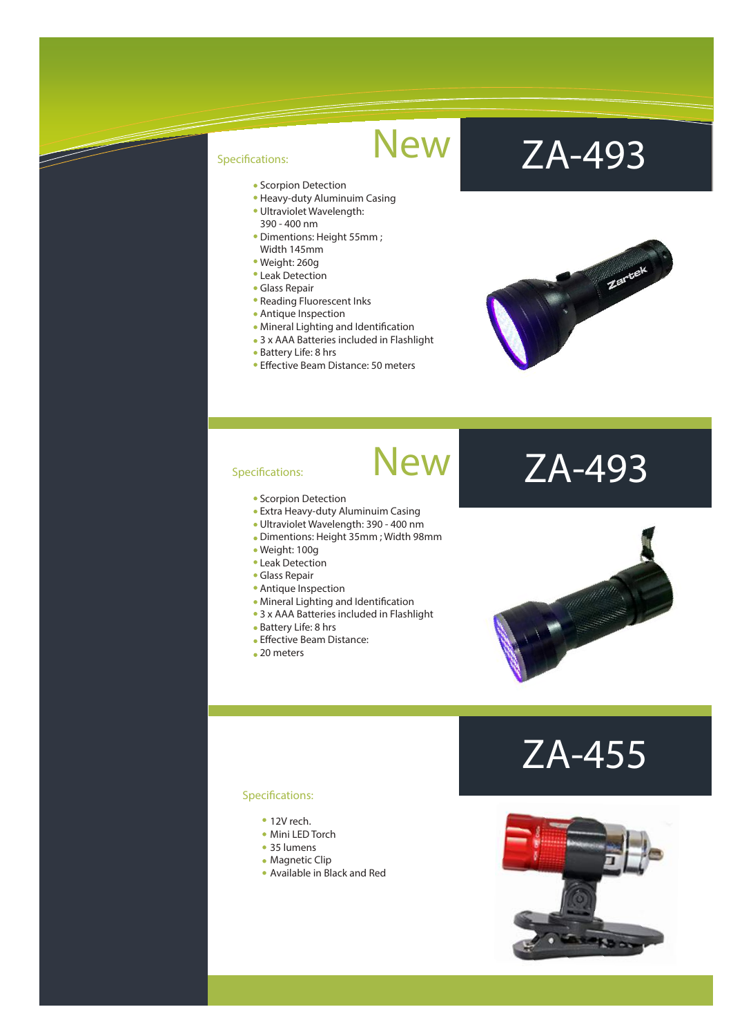# ZA-493

## New

Specifications:

- Scorpion Detection
- Heavy-duty Aluminuim Casing
- Ultraviolet Wavelength: 390 - 400 nm
- Dimentions: Height 55mm ; Width 145mm
- Weight: 260g
- Leak Detection
- Glass Repair
- Reading Fluorescent Inks
- Antique Inspection
- Mineral Lighting and Identification
- 3 x AAA Batteries included in Flashlight
- Battery Life: 8 hrs
- Effective Beam Distance: 50 meters

# ZA-493

## New

Specifications:

- Scorpion Detection
- Extra Heavy-duty Aluminuim Casing
- Ultraviolet Wavelength: 390 - 400 nm
- Dimentions: Height 35mm ; Width 98mm
- Weight: 100g
- Leak Detection
- Glass Repair
- Antique Inspection
- Mineral Lighting and Identification
- 3 x AAA Batteries included in Flashlight
- Battery Life: 8 hrs
- Effective Beam Distance:
- 20 meters

# ZA-455

Specifications:

- 12V rech.
- Mini LED Torch
- 35 lumens
- Magnetic Clip
- Available in Black and Red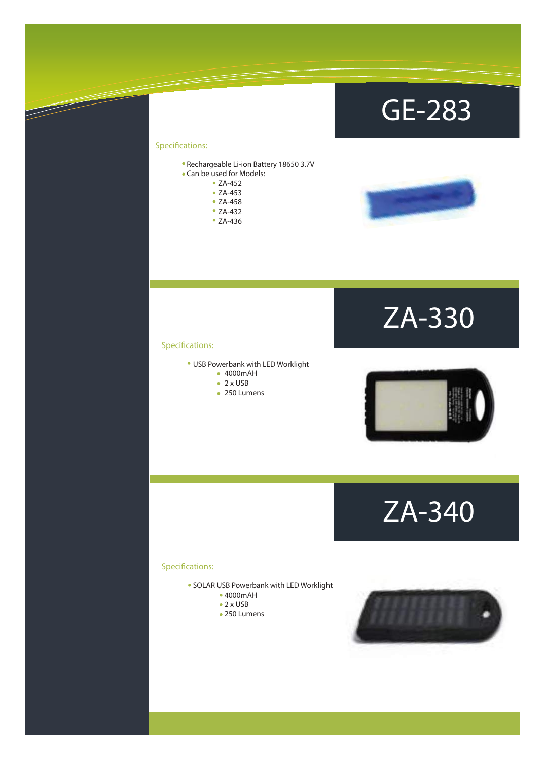# GE-283

Specifications:

- Rechargeable Li-ion Battery 18650 3.7V
- Can be used for Models:
  - ZA-452
  - ZA-453
  - ZA-458
  - ZA-432
  - ZA-436

# ZA-330

Specifications:

- USB Powerbank with LED Worklight
  - 4000mAH
  - 2 x USB
  - 250 Lumens

# ZA-340

Specifications:

- SOLAR USB Powerbank with LED Worklight
  - 4000mAH
  - 2 x USB
  - 250 Lumens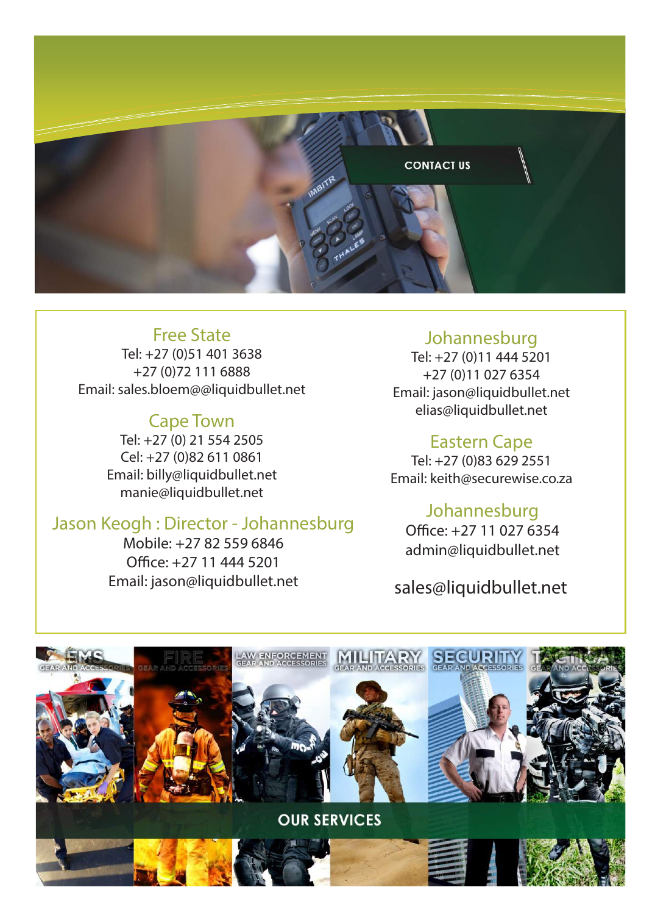## CONTACT US

### Free State
Tel: +27 (0)51 401 3638
+27 (0)72 111 6888
Email: sales.bloem@@liquidbullet.net

### Cape Town
Tel: +27 (0) 21 554 2505
Cel: +27 (0)82 611 0861
Email: billy@liquidbullet.net
manie@liquidbullet.net

### Jason Keogh : Director - Johannesburg
Mobile: +27 82 559 6846
Office: +27 11 444 5201
Email: jason@liquidbullet.net

### Johannesburg
Tel: +27 (0)11 444 5201
+27 (0)11 027 6354
Email: jason@liquidbullet.net
elias@liquidbullet.net

### Eastern Cape
Tel: +27 (0)83 629 2551
Email: keith@securewise.co.za

### Johannesburg
Office: +27 11 027 6354
admin@liquidbullet.net

sales@liquidbullet.net

## OUR SERVICES

EMS GEAR AND ACCESSORIES
FIRE GEAR AND ACCESSORIES
LAW ENFORCEMENT GEAR AND ACCESSORIES
MILITARY GEAR AND ACCESSORIES
SECURITY GEAR AND ACCESSORIES
TACTICAL GEAR AND ACCESSORIES